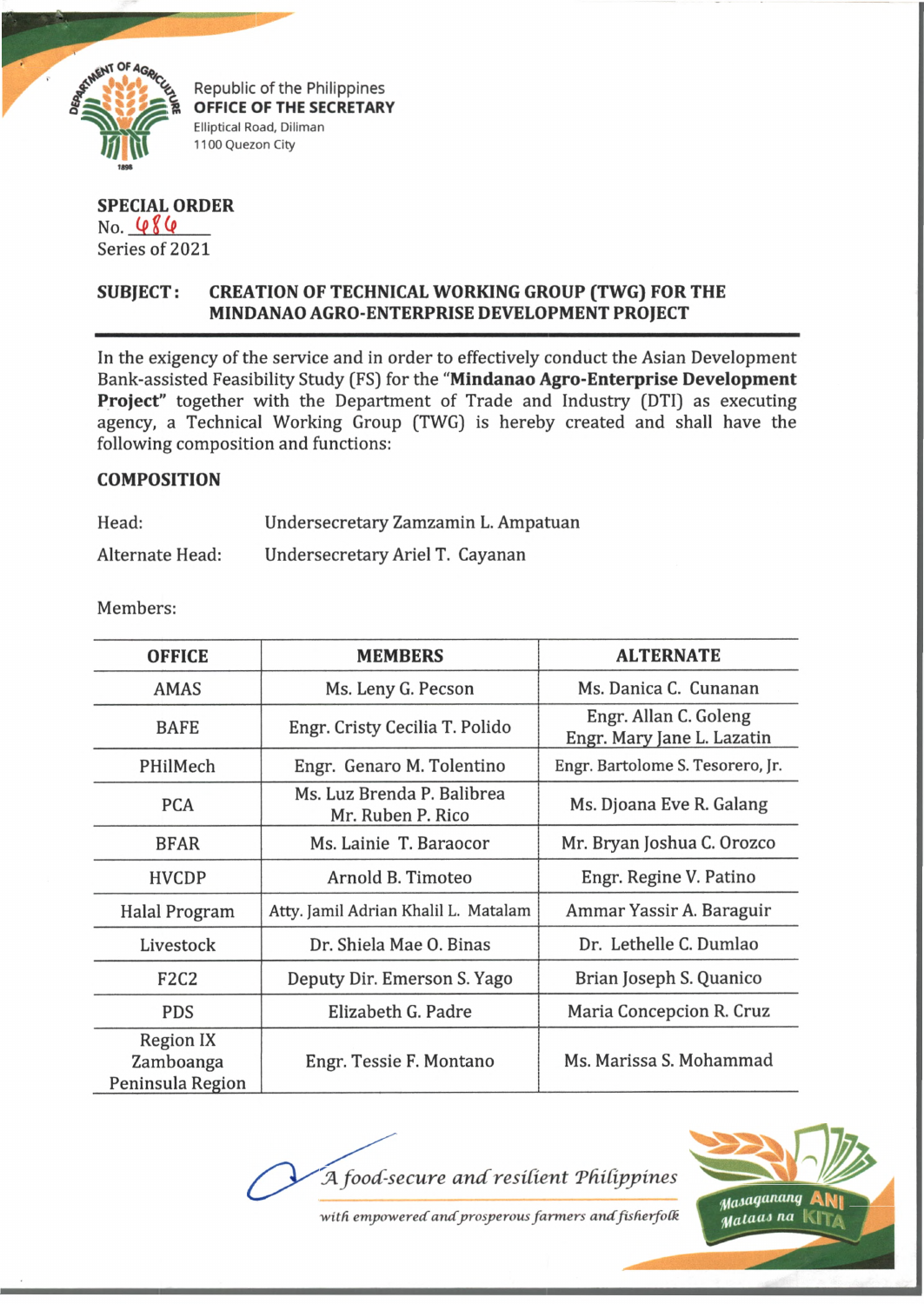Republic of the Philippines
**OFFICE OF THE SECRETARY**
Elliptical Road, Diliman
1100 Quezon City

**SPECIAL ORDER**
No. 486
Series of 2021

**SUBJECT: CREATION OF TECHNICAL WORKING GROUP (TWG) FOR THE MINDANAO AGRO-ENTERPRISE DEVELOPMENT PROJECT**

In the exigency of the service and in order to effectively conduct the Asian Development Bank-assisted Feasibility Study (FS) for the "**Mindanao Agro-Enterprise Development Project**" together with the Department of Trade and Industry (DTI) as executing agency, a Technical Working Group (TWG) is hereby created and shall have the following composition and functions:

**COMPOSITION**

Head: Undersecretary Zamzamin L. Ampatuan

Alternate Head: Undersecretary Ariel T. Cayanan

Members:

| OFFICE | MEMBERS | ALTERNATE |
|---|---|---|
| AMAS | Ms. Leny G. Pecson | Ms. Danica C. Cunanan |
| BAFE | Engr. Cristy Cecilia T. Polido | Engr. Allan C. Goleng<br>Engr. Mary Jane L. Lazatin |
| PHilMech | Engr. Genaro M. Tolentino | Engr. Bartolome S. Tesorero, Jr. |
| PCA | Ms. Luz Brenda P. Balibrea<br>Mr. Ruben P. Rico | Ms. Djoana Eve R. Galang |
| BFAR | Ms. Lainie T. Baraocor | Mr. Bryan Joshua C. Orozco |
| HVCDP | Arnold B. Timoteo | Engr. Regine V. Patino |
| Halal Program | Atty. Jamil Adrian Khalil L. Matalam | Ammar Yassir A. Baraguir |
| Livestock | Dr. Shiela Mae O. Binas | Dr. Lethelle C. Dumlao |
| F2C2 | Deputy Dir. Emerson S. Yago | Brian Joseph S. Quanico |
| PDS | Elizabeth G. Padre | Maria Concepcion R. Cruz |
| Region IX Zamboanga Peninsula Region | Engr. Tessie F. Montano | Ms. Marissa S. Mohammad |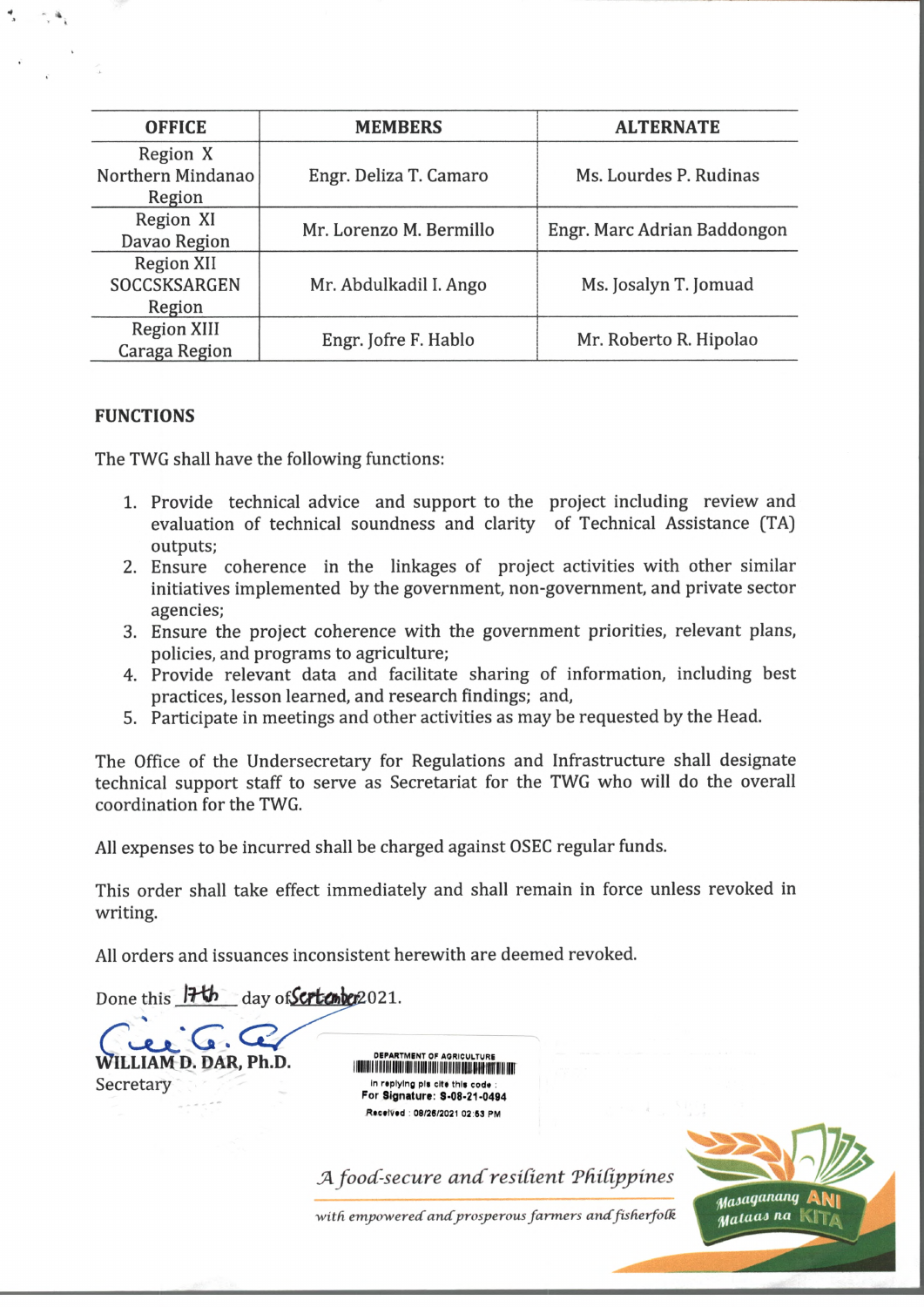| OFFICE | MEMBERS | ALTERNATE |
| --- | --- | --- |
| Region X Northern Mindanao Region | Engr. Deliza T. Camaro | Ms. Lourdes P. Rudinas |
| Region XI Davao Region | Mr. Lorenzo M. Bermillo | Engr. Marc Adrian Baddongon |
| Region XII SOCCSKSARGEN Region | Mr. Abdulkadil I. Ango | Ms. Josalyn T. Jomuad |
| Region XIII Caraga Region | Engr. Jofre F. Hablo | Mr. Roberto R. Hipolao |

**FUNCTIONS**

The TWG shall have the following functions:

1. Provide technical advice and support to the project including review and evaluation of technical soundness and clarity of Technical Assistance (TA) outputs;
2. Ensure coherence in the linkages of project activities with other similar initiatives implemented by the government, non-government, and private sector agencies;
3. Ensure the project coherence with the government priorities, relevant plans, policies, and programs to agriculture;
4. Provide relevant data and facilitate sharing of information, including best practices, lesson learned, and research findings; and,
5. Participate in meetings and other activities as may be requested by the Head.

The Office of the Undersecretary for Regulations and Infrastructure shall designate technical support staff to serve as Secretariat for the TWG who will do the overall coordination for the TWG.

All expenses to be incurred shall be charged against OSEC regular funds.

This order shall take effect immediately and shall remain in force unless revoked in writing.

All orders and issuances inconsistent herewith are deemed revoked.

Done this 17th day of September 2021.

**WILLIAM D. DAR, Ph.D.**
Secretary

DEPARTMENT OF AGRICULTURE
In replying pls cite this code :
For Signature: S-08-21-0494
Received : 08/26/2021 02:53 PM

*A food-secure and resilient Philippines*

*with empowered and prosperous farmers and fisherfolk*

Masaganang ANI Mataas na KITA